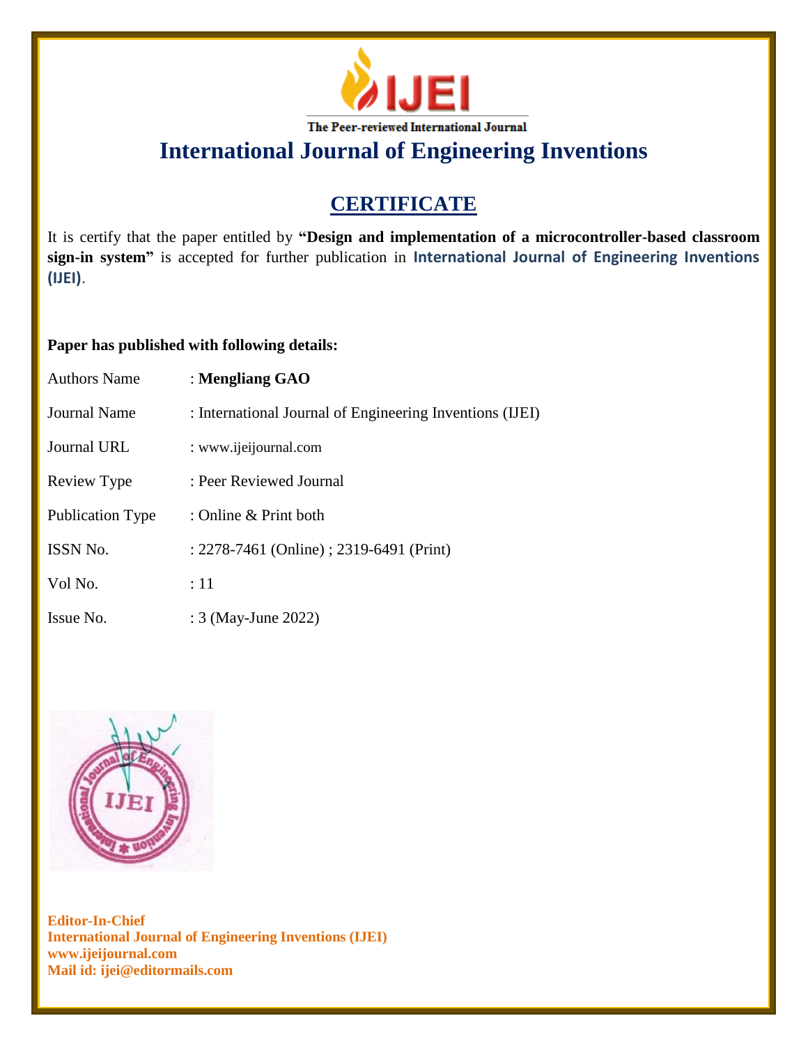# IJEI

The Peer-reviewed International Journal

# International Journal of Engineering Inventions

## CERTIFICATE

It is certify that the paper entitled by **"Design and implementation of a microcontroller-based classroom sign-in system"** is accepted for further publication in **International Journal of Engineering Inventions (IJEI)**.

**Paper has published with following details:**

| | |
|---|---|
| Authors Name | : **Mengliang GAO** |
| Journal Name | : International Journal of Engineering Inventions (IJEI) |
| Journal URL | : www.ijeijournal.com |
| Review Type | : Peer Reviewed Journal |
| Publication Type | : Online & Print both |
| ISSN No. | : 2278-7461 (Online) ; 2319-6491 (Print) |
| Vol No. | : 11 |
| Issue No. | : 3 (May-June 2022) |

**Editor-In-Chief**
**International Journal of Engineering Inventions (IJEI)**
**www.ijeijournal.com**
**Mail id: ijei@editormails.com**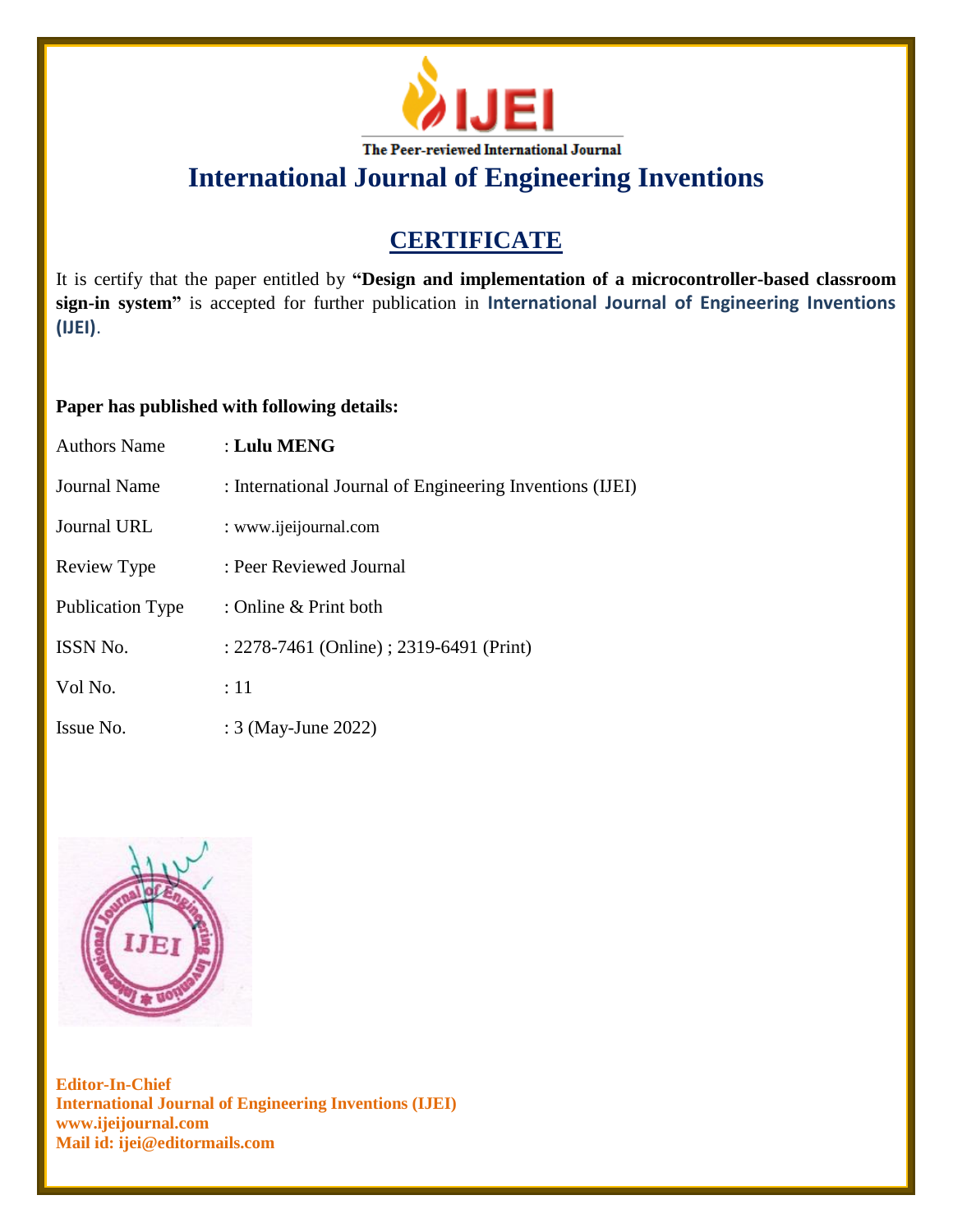The Peer-reviewed International Journal

# International Journal of Engineering Inventions

## CERTIFICATE

It is certify that the paper entitled by **"Design and implementation of a microcontroller-based classroom sign-in system"** is accepted for further publication in **International Journal of Engineering Inventions (IJEI)**.

**Paper has published with following details:**

| | |
|---|---|
| Authors Name | : **Lulu MENG** |
| Journal Name | : International Journal of Engineering Inventions (IJEI) |
| Journal URL | : www.ijeijournal.com |
| Review Type | : Peer Reviewed Journal |
| Publication Type | : Online & Print both |
| ISSN No. | : 2278-7461 (Online) ; 2319-6491 (Print) |
| Vol No. | : 11 |
| Issue No. | : 3 (May-June 2022) |

**Editor-In-Chief**
**International Journal of Engineering Inventions (IJEI)**
**www.ijeijournal.com**
**Mail id: ijei@editormails.com**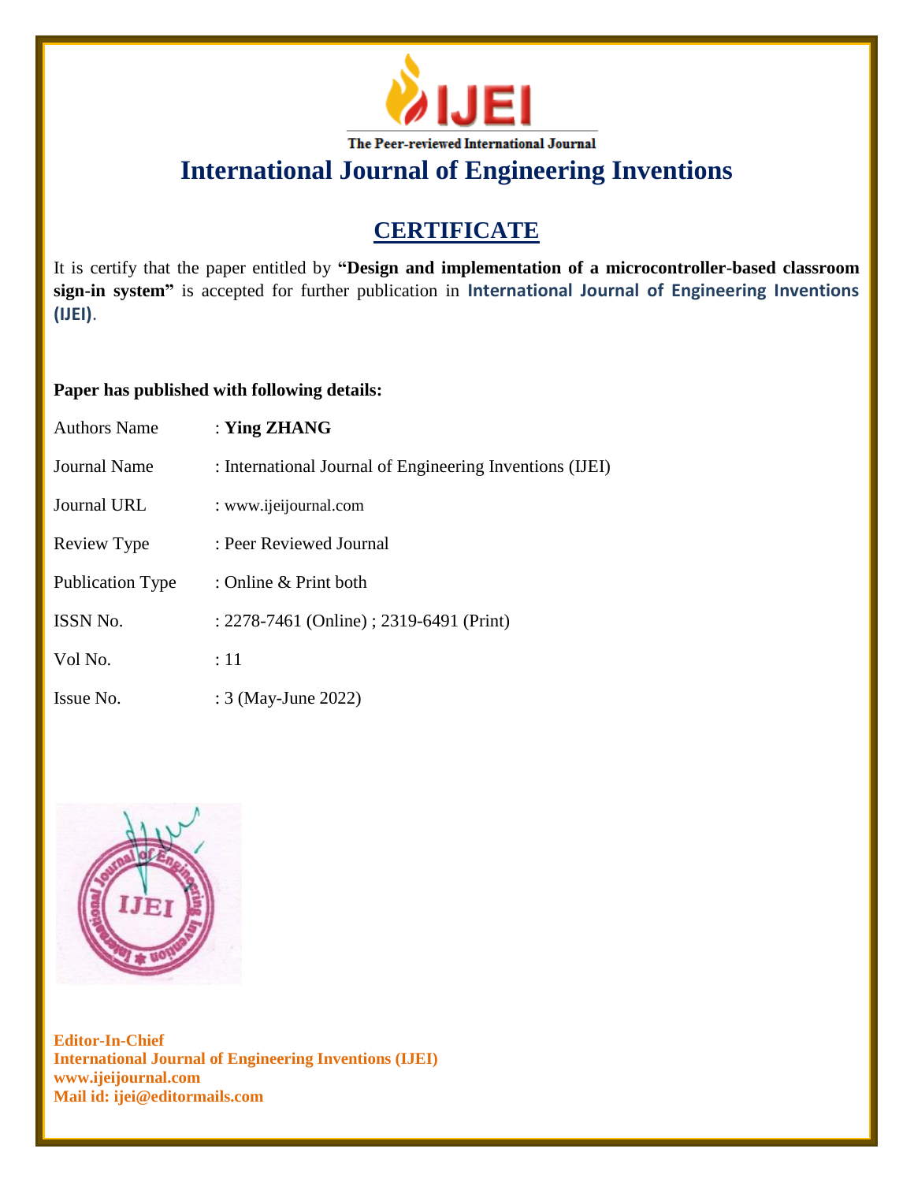The Peer-reviewed International Journal

# International Journal of Engineering Inventions

## CERTIFICATE

It is certify that the paper entitled by **"Design and implementation of a microcontroller-based classroom sign-in system"** is accepted for further publication in **International Journal of Engineering Inventions (IJEI)**.

**Paper has published with following details:**

| | |
|---|---|
| Authors Name | : **Ying ZHANG** |
| Journal Name | : International Journal of Engineering Inventions (IJEI) |
| Journal URL | : www.ijeijournal.com |
| Review Type | : Peer Reviewed Journal |
| Publication Type | : Online & Print both |
| ISSN No. | : 2278-7461 (Online) ; 2319-6491 (Print) |
| Vol No. | : 11 |
| Issue No. | : 3 (May-June 2022) |

**Editor-In-Chief**
**International Journal of Engineering Inventions (IJEI)**
**www.ijeijournal.com**
**Mail id: ijei@editormails.com**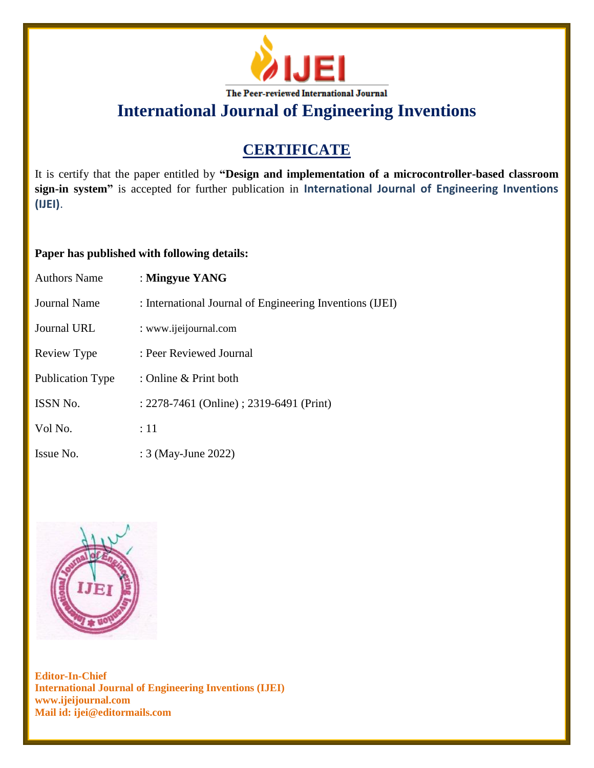The Peer-reviewed International Journal

# International Journal of Engineering Inventions

## CERTIFICATE

It is certify that the paper entitled by **"Design and implementation of a microcontroller-based classroom sign-in system"** is accepted for further publication in **International Journal of Engineering Inventions (IJEI)**.

**Paper has published with following details:**

| | |
|---|---|
| Authors Name | : **Mingyue YANG** |
| Journal Name | : International Journal of Engineering Inventions (IJEI) |
| Journal URL | : www.ijeijournal.com |
| Review Type | : Peer Reviewed Journal |
| Publication Type | : Online & Print both |
| ISSN No. | : 2278-7461 (Online) ; 2319-6491 (Print) |
| Vol No. | : 11 |
| Issue No. | : 3 (May-June 2022) |

**Editor-In-Chief**
**International Journal of Engineering Inventions (IJEI)**
**www.ijeijournal.com**
**Mail id: ijei@editormails.com**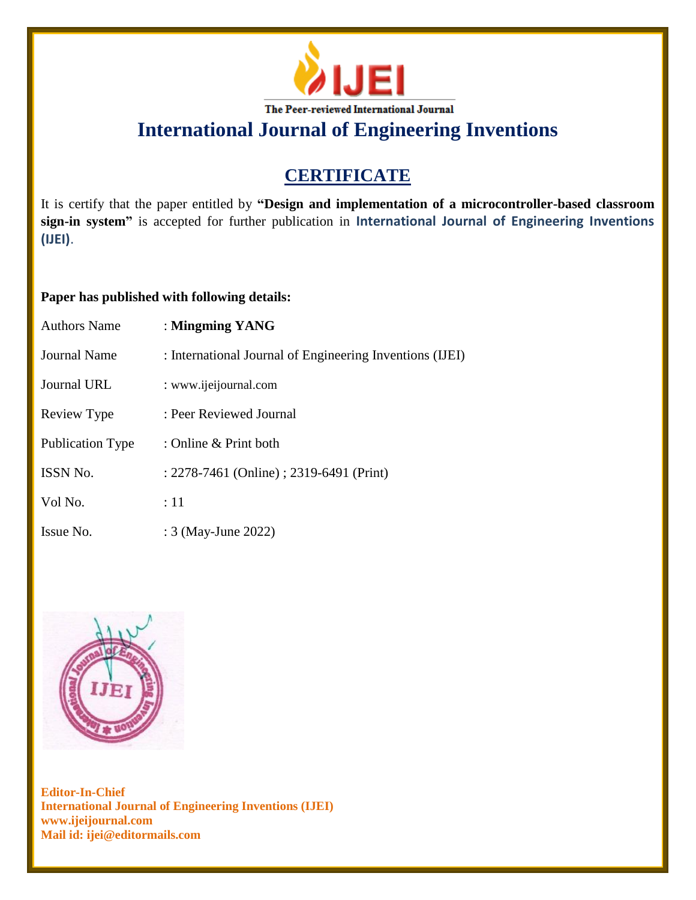The Peer-reviewed International Journal

# International Journal of Engineering Inventions

## CERTIFICATE

It is certify that the paper entitled by **"Design and implementation of a microcontroller-based classroom sign-in system"** is accepted for further publication in **International Journal of Engineering Inventions (IJEI)**.

**Paper has published with following details:**

| | |
|---|---|
| Authors Name | : **Mingming YANG** |
| Journal Name | : International Journal of Engineering Inventions (IJEI) |
| Journal URL | : www.ijeijournal.com |
| Review Type | : Peer Reviewed Journal |
| Publication Type | : Online & Print both |
| ISSN No. | : 2278-7461 (Online) ; 2319-6491 (Print) |
| Vol No. | : 11 |
| Issue No. | : 3 (May-June 2022) |

**Editor-In-Chief**
**International Journal of Engineering Inventions (IJEI)**
**www.ijeijournal.com**
**Mail id: ijei@editormails.com**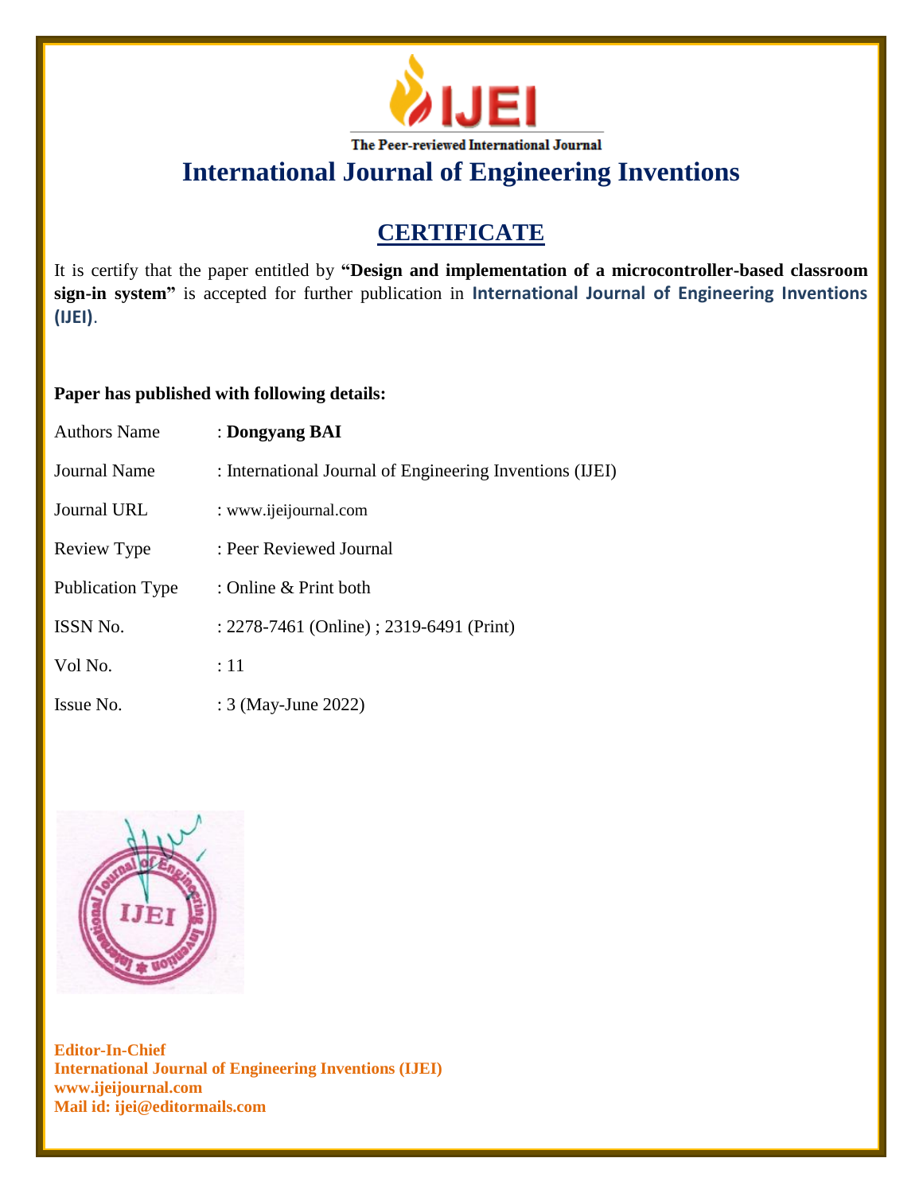IJEI

The Peer-reviewed International Journal

# International Journal of Engineering Inventions

## CERTIFICATE

It is certify that the paper entitled by **"Design and implementation of a microcontroller-based classroom sign-in system"** is accepted for further publication in **International Journal of Engineering Inventions (IJEI)**.

**Paper has published with following details:**

| | |
|---|---|
| Authors Name | : **Dongyang BAI** |
| Journal Name | : International Journal of Engineering Inventions (IJEI) |
| Journal URL | : www.ijeijournal.com |
| Review Type | : Peer Reviewed Journal |
| Publication Type | : Online & Print both |
| ISSN No. | : 2278-7461 (Online) ; 2319-6491 (Print) |
| Vol No. | : 11 |
| Issue No. | : 3 (May-June 2022) |

**Editor-In-Chief**
**International Journal of Engineering Inventions (IJEI)**
**www.ijeijournal.com**
**Mail id: ijei@editormails.com**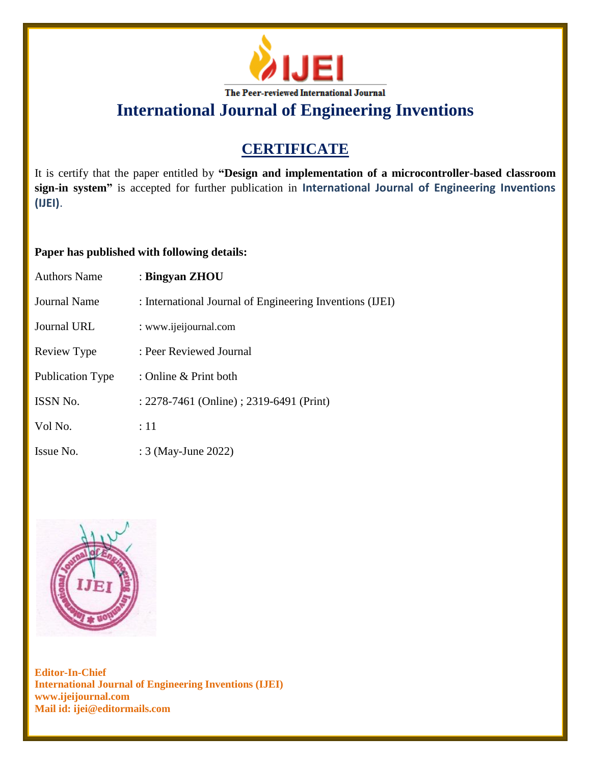IJEI

The Peer-reviewed International Journal

# International Journal of Engineering Inventions

## CERTIFICATE

It is certify that the paper entitled by **"Design and implementation of a microcontroller-based classroom sign-in system"** is accepted for further publication in **International Journal of Engineering Inventions (IJEI)**.

**Paper has published with following details:**

| | |
|---|---|
| Authors Name | : **Bingyan ZHOU** |
| Journal Name | : International Journal of Engineering Inventions (IJEI) |
| Journal URL | : www.ijeijournal.com |
| Review Type | : Peer Reviewed Journal |
| Publication Type | : Online & Print both |
| ISSN No. | : 2278-7461 (Online) ; 2319-6491 (Print) |
| Vol No. | : 11 |
| Issue No. | : 3 (May-June 2022) |

**Editor-In-Chief**
**International Journal of Engineering Inventions (IJEI)**
**www.ijeijournal.com**
**Mail id: ijei@editormails.com**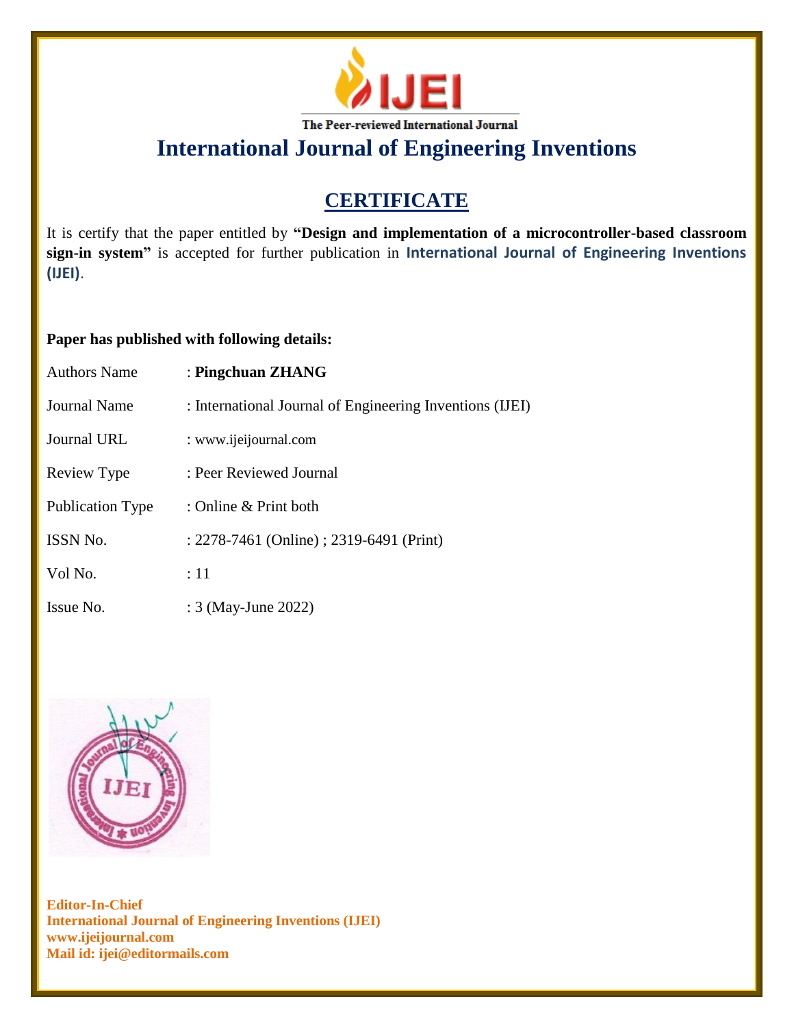# IJEI

The Peer-reviewed International Journal

## International Journal of Engineering Inventions

## CERTIFICATE

It is certify that the paper entitled by **"Design and implementation of a microcontroller-based classroom sign-in system"** is accepted for further publication in **International Journal of Engineering Inventions (IJEI)**.

**Paper has published with following details:**

| | |
|---|---|
| Authors Name | : **Pingchuan ZHANG** |
| Journal Name | : International Journal of Engineering Inventions (IJEI) |
| Journal URL | : www.ijeijournal.com |
| Review Type | : Peer Reviewed Journal |
| Publication Type | : Online & Print both |
| ISSN No. | : 2278-7461 (Online) ; 2319-6491 (Print) |
| Vol No. | : 11 |
| Issue No. | : 3 (May-June 2022) |

**Editor-In-Chief**
**International Journal of Engineering Inventions (IJEI)**
**www.ijeijournal.com**
**Mail id: ijei@editormails.com**